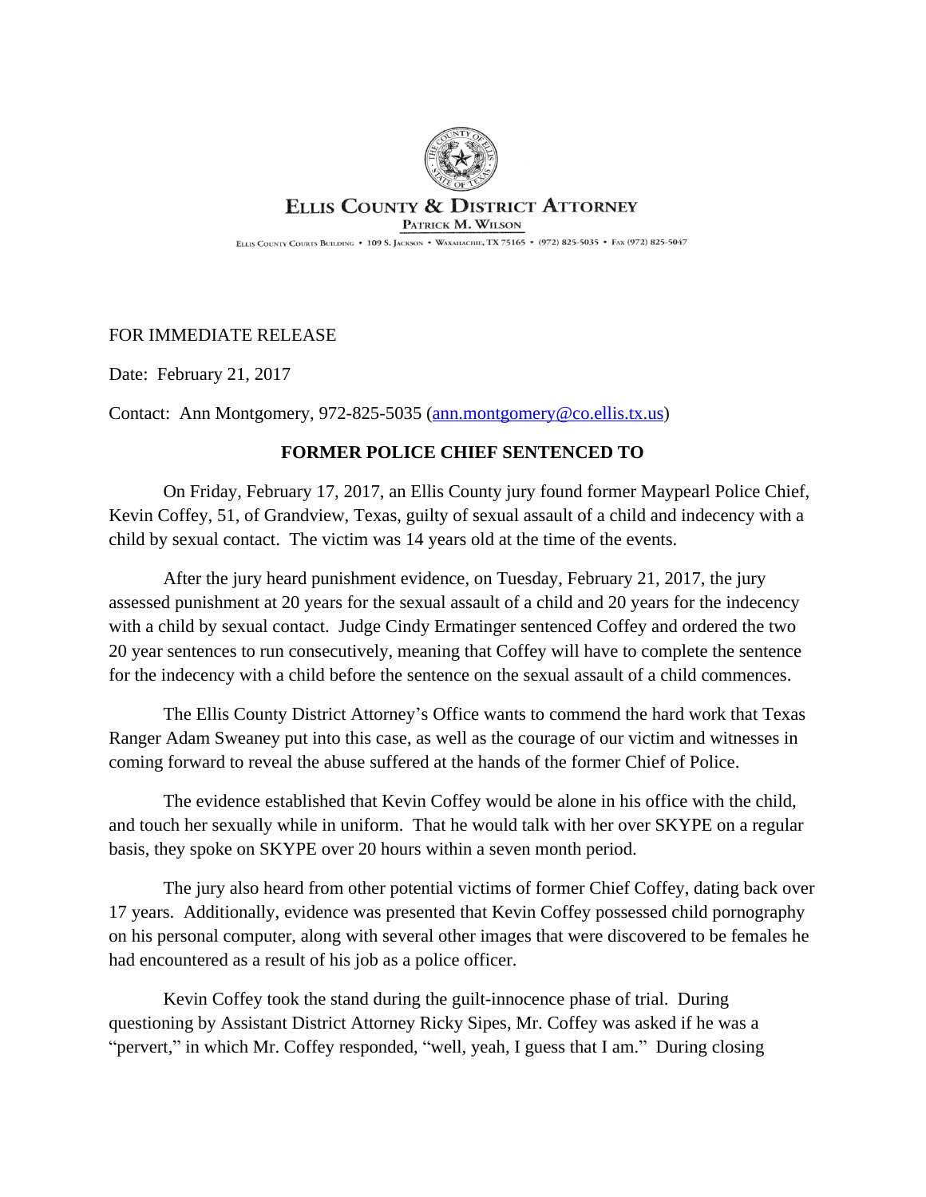# ELLIS COUNTY & DISTRICT ATTORNEY

PATRICK M. WILSON

ELLIS COUNTY COURTS BUILDING • 109 S. JACKSON • WAXAHACHIE, TX 75165 • (972) 825-5035 • FAX (972) 825-5047

FOR IMMEDIATE RELEASE

Date: February 21, 2017

Contact: Ann Montgomery, 972-825-5035 (ann.montgomery@co.ellis.tx.us)

**FORMER POLICE CHIEF SENTENCED TO**

On Friday, February 17, 2017, an Ellis County jury found former Maypearl Police Chief, Kevin Coffey, 51, of Grandview, Texas, guilty of sexual assault of a child and indecency with a child by sexual contact. The victim was 14 years old at the time of the events.

After the jury heard punishment evidence, on Tuesday, February 21, 2017, the jury assessed punishment at 20 years for the sexual assault of a child and 20 years for the indecency with a child by sexual contact. Judge Cindy Ermatinger sentenced Coffey and ordered the two 20 year sentences to run consecutively, meaning that Coffey will have to complete the sentence for the indecency with a child before the sentence on the sexual assault of a child commences.

The Ellis County District Attorney's Office wants to commend the hard work that Texas Ranger Adam Sweaney put into this case, as well as the courage of our victim and witnesses in coming forward to reveal the abuse suffered at the hands of the former Chief of Police.

The evidence established that Kevin Coffey would be alone in his office with the child, and touch her sexually while in uniform. That he would talk with her over SKYPE on a regular basis, they spoke on SKYPE over 20 hours within a seven month period.

The jury also heard from other potential victims of former Chief Coffey, dating back over 17 years. Additionally, evidence was presented that Kevin Coffey possessed child pornography on his personal computer, along with several other images that were discovered to be females he had encountered as a result of his job as a police officer.

Kevin Coffey took the stand during the guilt-innocence phase of trial. During questioning by Assistant District Attorney Ricky Sipes, Mr. Coffey was asked if he was a "pervert," in which Mr. Coffey responded, "well, yeah, I guess that I am." During closing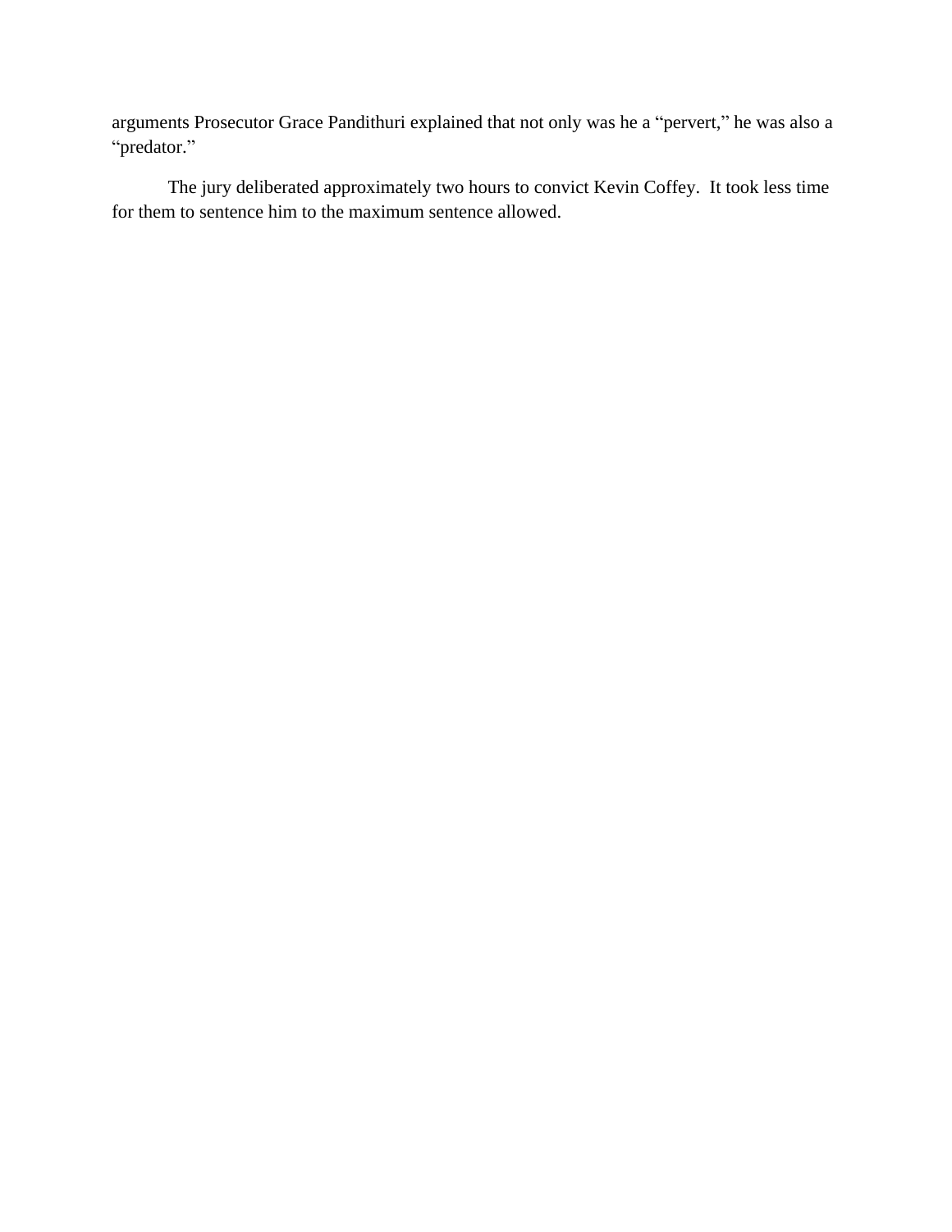arguments Prosecutor Grace Pandithuri explained that not only was he a “pervert,” he was also a “predator.”

The jury deliberated approximately two hours to convict Kevin Coffey. It took less time for them to sentence him to the maximum sentence allowed.